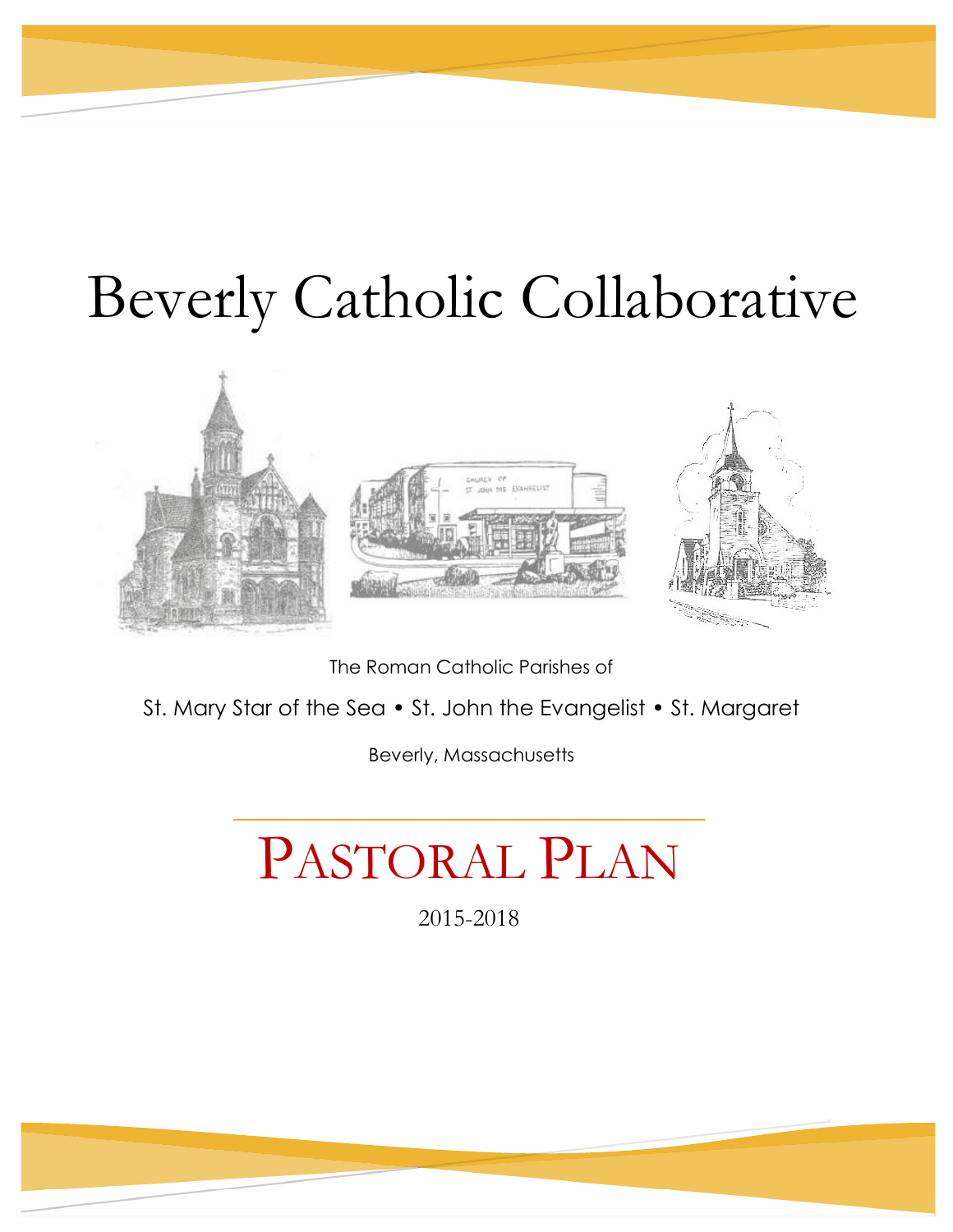# Beverly Catholic Collaborative

The Roman Catholic Parishes of

St. Mary Star of the Sea • St. John the Evangelist • St. Margaret

Beverly, Massachusetts

# PASTORAL PLAN

2015-2018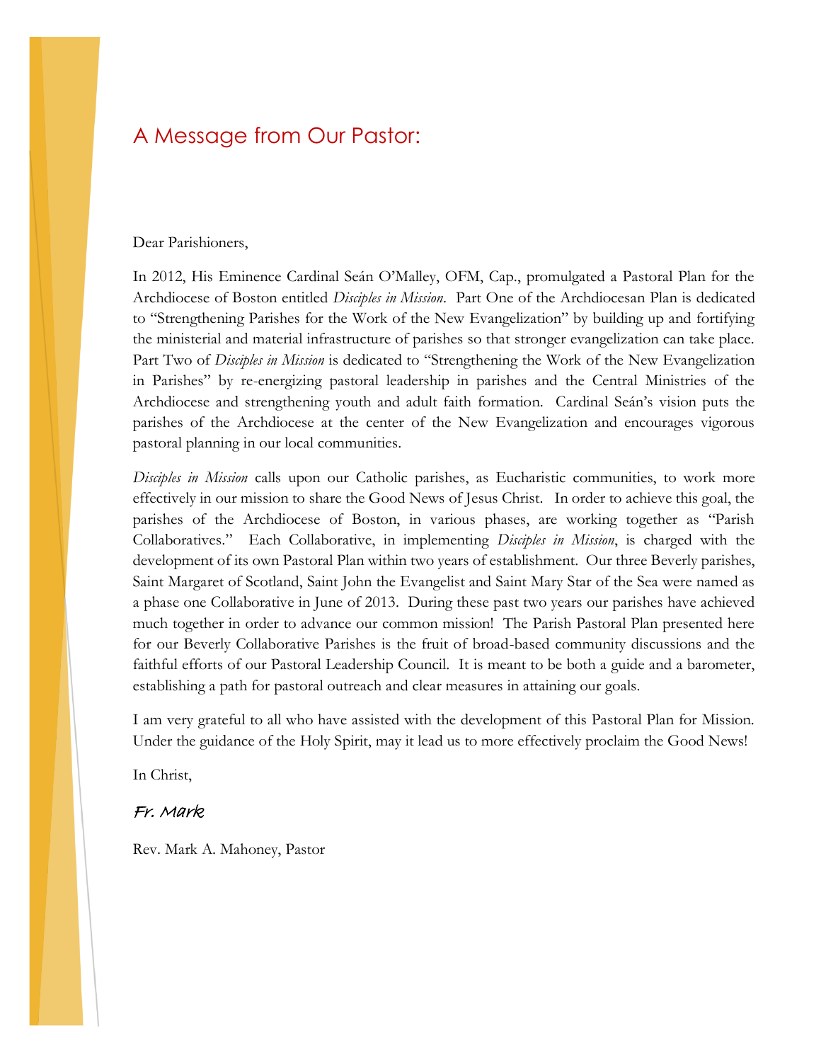## A Message from Our Pastor:

Dear Parishioners,

In 2012, His Eminence Cardinal Seán O'Malley, OFM, Cap., promulgated a Pastoral Plan for the Archdiocese of Boston entitled *Disciples in Mission*. Part One of the Archdiocesan Plan is dedicated to "Strengthening Parishes for the Work of the New Evangelization" by building up and fortifying the ministerial and material infrastructure of parishes so that stronger evangelization can take place. Part Two of *Disciples in Mission* is dedicated to "Strengthening the Work of the New Evangelization in Parishes" by re-energizing pastoral leadership in parishes and the Central Ministries of the Archdiocese and strengthening youth and adult faith formation. Cardinal Seán's vision puts the parishes of the Archdiocese at the center of the New Evangelization and encourages vigorous pastoral planning in our local communities.

*Disciples in Mission* calls upon our Catholic parishes, as Eucharistic communities, to work more effectively in our mission to share the Good News of Jesus Christ. In order to achieve this goal, the parishes of the Archdiocese of Boston, in various phases, are working together as "Parish Collaboratives." Each Collaborative, in implementing *Disciples in Mission*, is charged with the development of its own Pastoral Plan within two years of establishment. Our three Beverly parishes, Saint Margaret of Scotland, Saint John the Evangelist and Saint Mary Star of the Sea were named as a phase one Collaborative in June of 2013. During these past two years our parishes have achieved much together in order to advance our common mission! The Parish Pastoral Plan presented here for our Beverly Collaborative Parishes is the fruit of broad-based community discussions and the faithful efforts of our Pastoral Leadership Council. It is meant to be both a guide and a barometer, establishing a path for pastoral outreach and clear measures in attaining our goals.

I am very grateful to all who have assisted with the development of this Pastoral Plan for Mission. Under the guidance of the Holy Spirit, may it lead us to more effectively proclaim the Good News!

In Christ,

*Fr. Mark*

Rev. Mark A. Mahoney, Pastor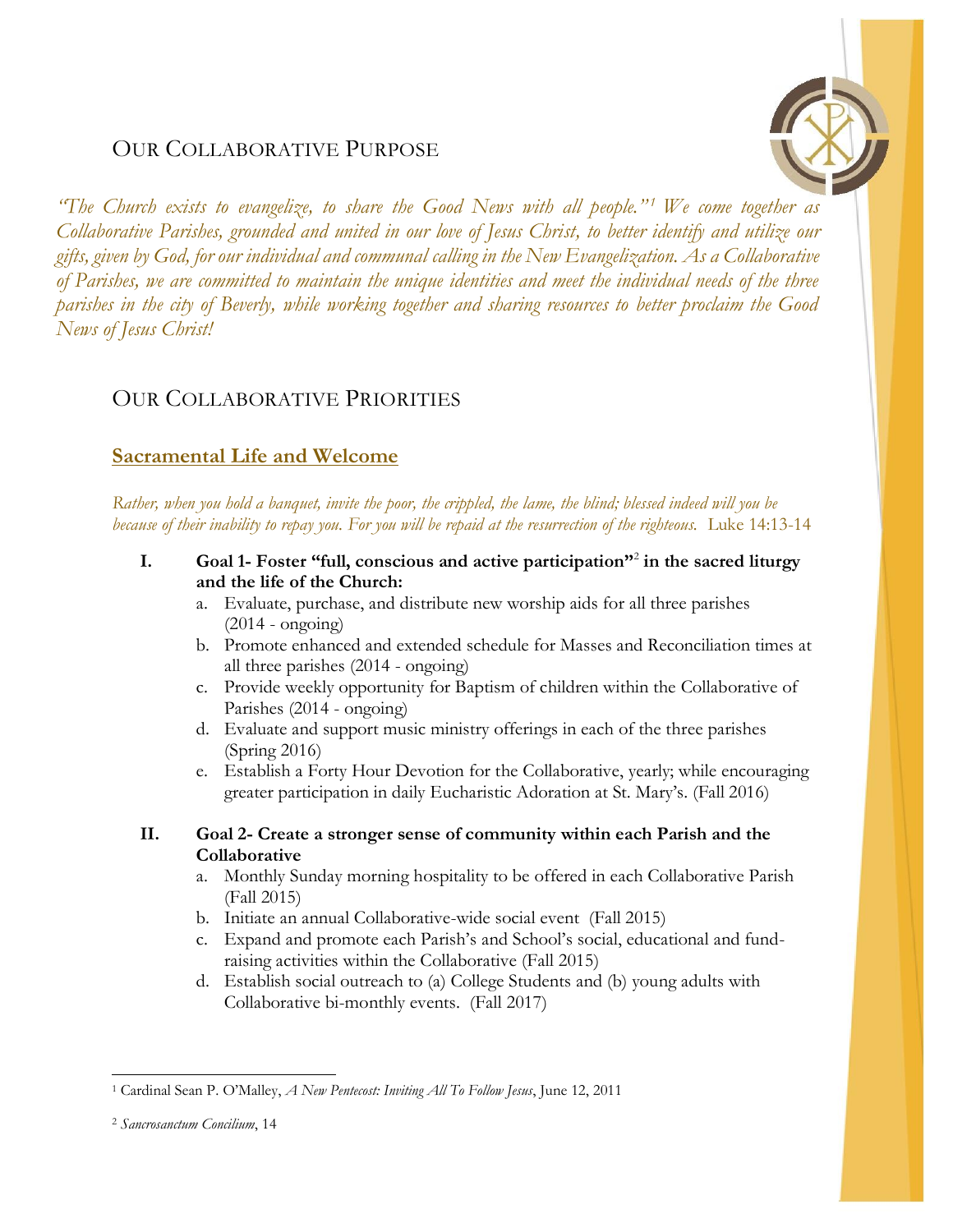## OUR COLLABORATIVE PURPOSE

*"The Church exists to evangelize, to share the Good News with all people."[1] We come together as Collaborative Parishes, grounded and united in our love of Jesus Christ, to better identify and utilize our gifts, given by God, for our individual and communal calling in the New Evangelization. As a Collaborative of Parishes, we are committed to maintain the unique identities and meet the individual needs of the three parishes in the city of Beverly, while working together and sharing resources to better proclaim the Good News of Jesus Christ!*

## OUR COLLABORATIVE PRIORITIES

### Sacramental Life and Welcome

*Rather, when you hold a banquet, invite the poor, the crippled, the lame, the blind; blessed indeed will you be because of their inability to repay you. For you will be repaid at the resurrection of the righteous.* Luke 14:13-14

**I. Goal 1- Foster "full, conscious and active participation"[2] in the sacred liturgy and the life of the Church:**

a. Evaluate, purchase, and distribute new worship aids for all three parishes (2014 - ongoing)
b. Promote enhanced and extended schedule for Masses and Reconciliation times at all three parishes (2014 - ongoing)
c. Provide weekly opportunity for Baptism of children within the Collaborative of Parishes (2014 - ongoing)
d. Evaluate and support music ministry offerings in each of the three parishes (Spring 2016)
e. Establish a Forty Hour Devotion for the Collaborative, yearly; while encouraging greater participation in daily Eucharistic Adoration at St. Mary's. (Fall 2016)

**II. Goal 2- Create a stronger sense of community within each Parish and the Collaborative**

a. Monthly Sunday morning hospitality to be offered in each Collaborative Parish (Fall 2015)
b. Initiate an annual Collaborative-wide social event (Fall 2015)
c. Expand and promote each Parish's and School's social, educational and fund-raising activities within the Collaborative (Fall 2015)
d. Establish social outreach to (a) College Students and (b) young adults with Collaborative bi-monthly events. (Fall 2017)

---

[1] Cardinal Sean P. O'Malley, *A New Pentecost: Inviting All To Follow Jesus*, June 12, 2011

[2] *Sacrosanctum Concilium*, 14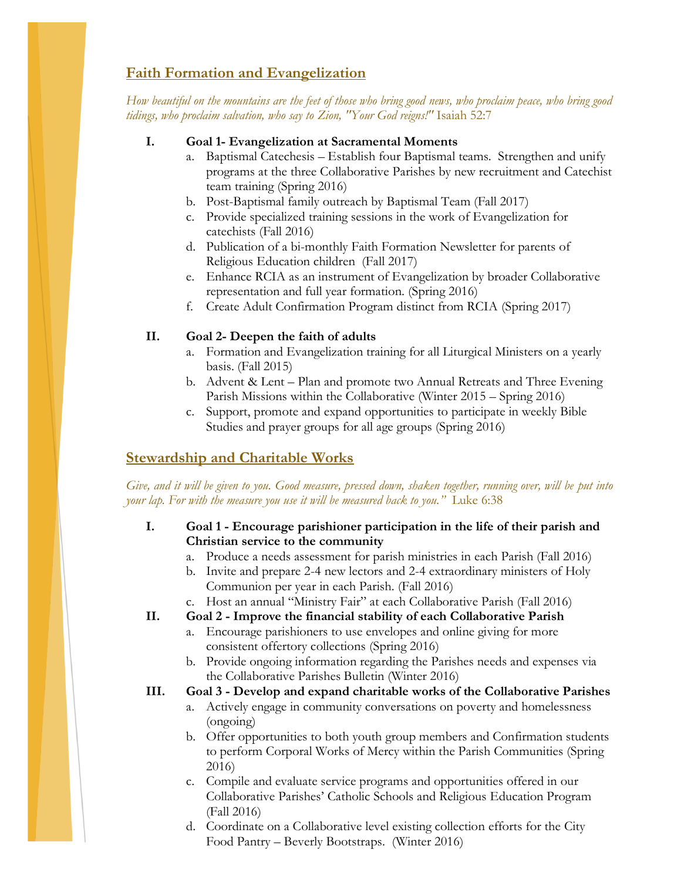## <u>Faith Formation and Evangelization</u>

*How beautiful on the mountains are the feet of those who bring good news, who proclaim peace, who bring good tidings, who proclaim salvation, who say to Zion, "Your God reigns!"* Isaiah 52:7

**I. Goal 1- Evangelization at Sacramental Moments**

a. Baptismal Catechesis – Establish four Baptismal teams. Strengthen and unify programs at the three Collaborative Parishes by new recruitment and Catechist team training (Spring 2016)
b. Post-Baptismal family outreach by Baptismal Team (Fall 2017)
c. Provide specialized training sessions in the work of Evangelization for catechists (Fall 2016)
d. Publication of a bi-monthly Faith Formation Newsletter for parents of Religious Education children (Fall 2017)
e. Enhance RCIA as an instrument of Evangelization by broader Collaborative representation and full year formation. (Spring 2016)
f. Create Adult Confirmation Program distinct from RCIA (Spring 2017)

**II. Goal 2- Deepen the faith of adults**

a. Formation and Evangelization training for all Liturgical Ministers on a yearly basis. (Fall 2015)
b. Advent & Lent – Plan and promote two Annual Retreats and Three Evening Parish Missions within the Collaborative (Winter 2015 – Spring 2016)
c. Support, promote and expand opportunities to participate in weekly Bible Studies and prayer groups for all age groups (Spring 2016)

## <u>Stewardship and Charitable Works</u>

*Give, and it will be given to you. Good measure, pressed down, shaken together, running over, will be put into your lap. For with the measure you use it will be measured back to you."* Luke 6:38

**I. Goal 1 - Encourage parishioner participation in the life of their parish and Christian service to the community**

a. Produce a needs assessment for parish ministries in each Parish (Fall 2016)
b. Invite and prepare 2-4 new lectors and 2-4 extraordinary ministers of Holy Communion per year in each Parish. (Fall 2016)
c. Host an annual "Ministry Fair" at each Collaborative Parish (Fall 2016)

**II. Goal 2 - Improve the financial stability of each Collaborative Parish**

a. Encourage parishioners to use envelopes and online giving for more consistent offertory collections (Spring 2016)
b. Provide ongoing information regarding the Parishes needs and expenses via the Collaborative Parishes Bulletin (Winter 2016)

**III. Goal 3 - Develop and expand charitable works of the Collaborative Parishes**

a. Actively engage in community conversations on poverty and homelessness (ongoing)
b. Offer opportunities to both youth group members and Confirmation students to perform Corporal Works of Mercy within the Parish Communities (Spring 2016)
c. Compile and evaluate service programs and opportunities offered in our Collaborative Parishes' Catholic Schools and Religious Education Program (Fall 2016)
d. Coordinate on a Collaborative level existing collection efforts for the City Food Pantry – Beverly Bootstraps. (Winter 2016)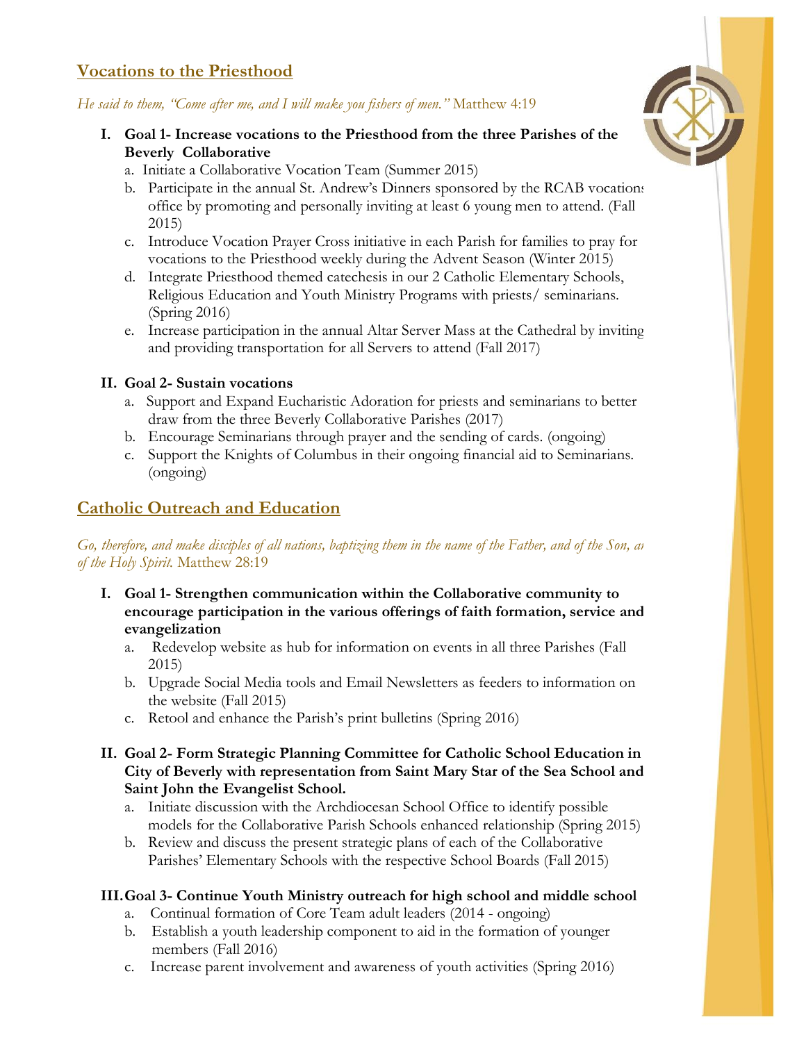## Vocations to the Priesthood

*He said to them, "Come after me, and I will make you fishers of men."* Matthew 4:19

I. **Goal 1- Increase vocations to the Priesthood from the three Parishes of the Beverly Collaborative**
   a. Initiate a Collaborative Vocation Team (Summer 2015)
   b. Participate in the annual St. Andrew's Dinners sponsored by the RCAB vocations office by promoting and personally inviting at least 6 young men to attend. (Fall 2015)
   c. Introduce Vocation Prayer Cross initiative in each Parish for families to pray for vocations to the Priesthood weekly during the Advent Season (Winter 2015)
   d. Integrate Priesthood themed catechesis in our 2 Catholic Elementary Schools, Religious Education and Youth Ministry Programs with priests/ seminarians. (Spring 2016)
   e. Increase participation in the annual Altar Server Mass at the Cathedral by inviting and providing transportation for all Servers to attend (Fall 2017)

II. **Goal 2- Sustain vocations**
   a. Support and Expand Eucharistic Adoration for priests and seminarians to better draw from the three Beverly Collaborative Parishes (2017)
   b. Encourage Seminarians through prayer and the sending of cards. (ongoing)
   c. Support the Knights of Columbus in their ongoing financial aid to Seminarians. (ongoing)

## Catholic Outreach and Education

*Go, therefore, and make disciples of all nations, baptizing them in the name of the Father, and of the Son, and of the Holy Spirit.* Matthew 28:19

I. **Goal 1- Strengthen communication within the Collaborative community to encourage participation in the various offerings of faith formation, service and evangelization**
   a. Redevelop website as hub for information on events in all three Parishes (Fall 2015)
   b. Upgrade Social Media tools and Email Newsletters as feeders to information on the website (Fall 2015)
   c. Retool and enhance the Parish's print bulletins (Spring 2016)

II. **Goal 2- Form Strategic Planning Committee for Catholic School Education in City of Beverly with representation from Saint Mary Star of the Sea School and Saint John the Evangelist School.**
   a. Initiate discussion with the Archdiocesan School Office to identify possible models for the Collaborative Parish Schools enhanced relationship (Spring 2015)
   b. Review and discuss the present strategic plans of each of the Collaborative Parishes' Elementary Schools with the respective School Boards (Fall 2015)

III. **Goal 3- Continue Youth Ministry outreach for high school and middle school**
   a. Continual formation of Core Team adult leaders (2014 - ongoing)
   b. Establish a youth leadership component to aid in the formation of younger members (Fall 2016)
   c. Increase parent involvement and awareness of youth activities (Spring 2016)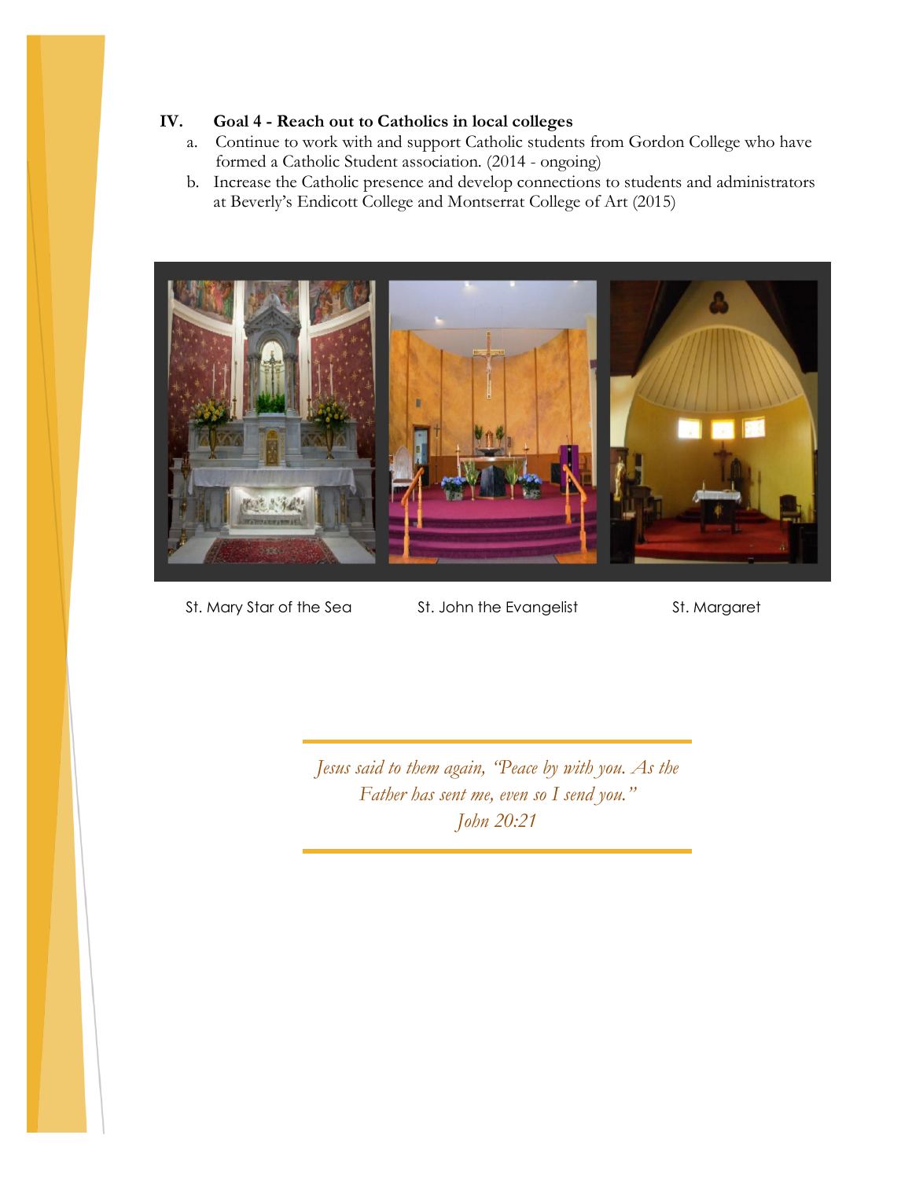IV. **Goal 4 - Reach out to Catholics in local colleges**

a. Continue to work with and support Catholic students from Gordon College who have formed a Catholic Student association. (2014 - ongoing)

b. Increase the Catholic presence and develop connections to students and administrators at Beverly's Endicott College and Montserrat College of Art (2015)

St. Mary Star of the Sea

St. John the Evangelist

St. Margaret

*Jesus said to them again, "Peace by with you. As the Father has sent me, even so I send you."*
*John 20:21*